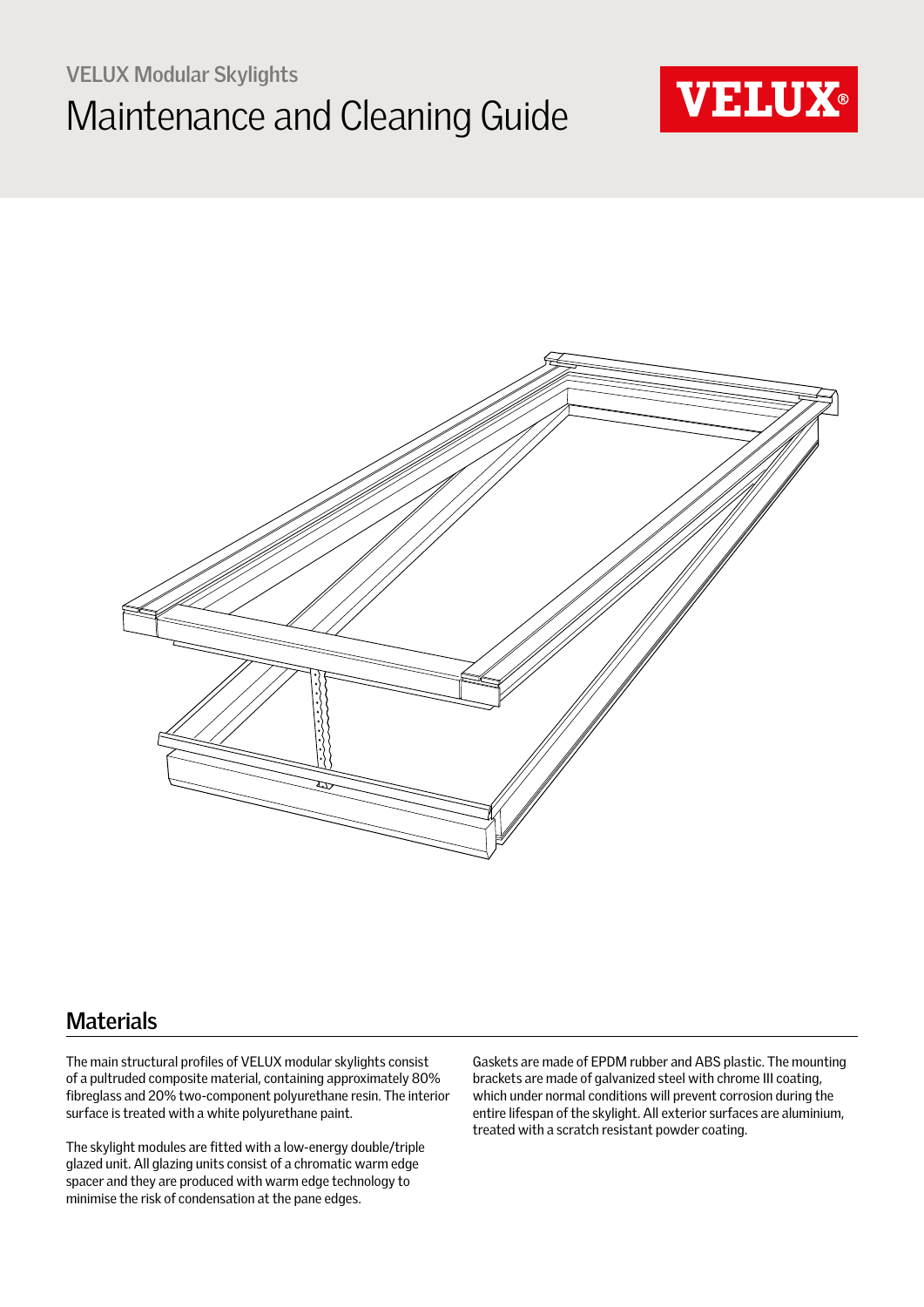VELUX Modular Skylights

# Maintenance and Cleaning Guide

## Materials

The main structural profiles of VELUX modular skylights consist of a pultruded composite material, containing approximately 80% fibreglass and 20% two-component polyurethane resin. The interior surface is treated with a white polyurethane paint.

The skylight modules are fitted with a low-energy double/triple glazed unit. All glazing units consist of a chromatic warm edge spacer and they are produced with warm edge technology to minimise the risk of condensation at the pane edges.

Gaskets are made of EPDM rubber and ABS plastic. The mounting brackets are made of galvanized steel with chrome III coating, which under normal conditions will prevent corrosion during the entire lifespan of the skylight. All exterior surfaces are aluminium, treated with a scratch resistant powder coating.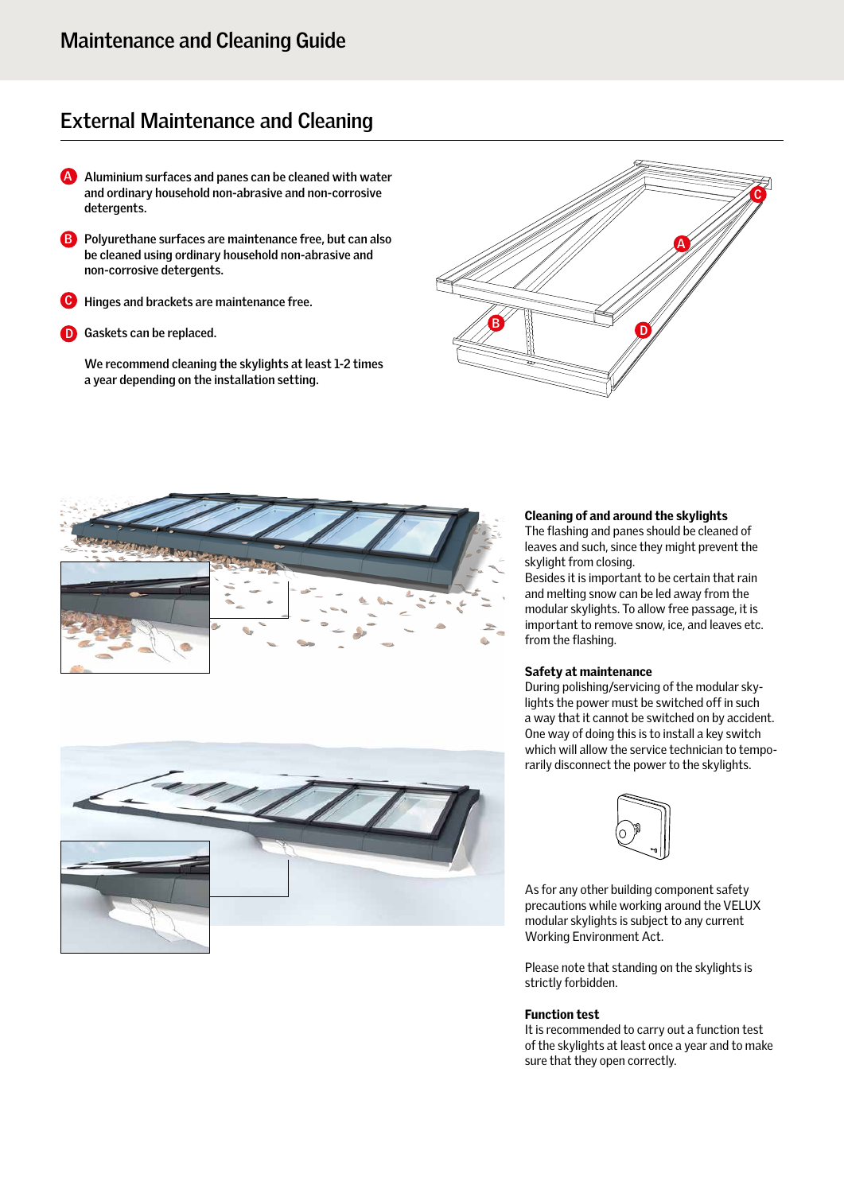# Maintenance and Cleaning Guide

## External Maintenance and Cleaning

**A** Aluminium surfaces and panes can be cleaned with water and ordinary household non-abrasive and non-corrosive detergents.

**B** Polyurethane surfaces are maintenance free, but can also be cleaned using ordinary household non-abrasive and non-corrosive detergents.

**C** Hinges and brackets are maintenance free.

**D** Gaskets can be replaced.

We recommend cleaning the skylights at least 1-2 times a year depending on the installation setting.

### Cleaning of and around the skylights

The flashing and panes should be cleaned of leaves and such, since they might prevent the skylight from closing.
Besides it is important to be certain that rain and melting snow can be led away from the modular skylights. To allow free passage, it is important to remove snow, ice, and leaves etc. from the flashing.

### Safety at maintenance

During polishing/servicing of the modular skylights the power must be switched off in such a way that it cannot be switched on by accident. One way of doing this is to install a key switch which will allow the service technician to temporarily disconnect the power to the skylights.

As for any other building component safety precautions while working around the VELUX modular skylights is subject to any current Working Environment Act.

Please note that standing on the skylights is strictly forbidden.

### Function test

It is recommended to carry out a function test of the skylights at least once a year and to make sure that they open correctly.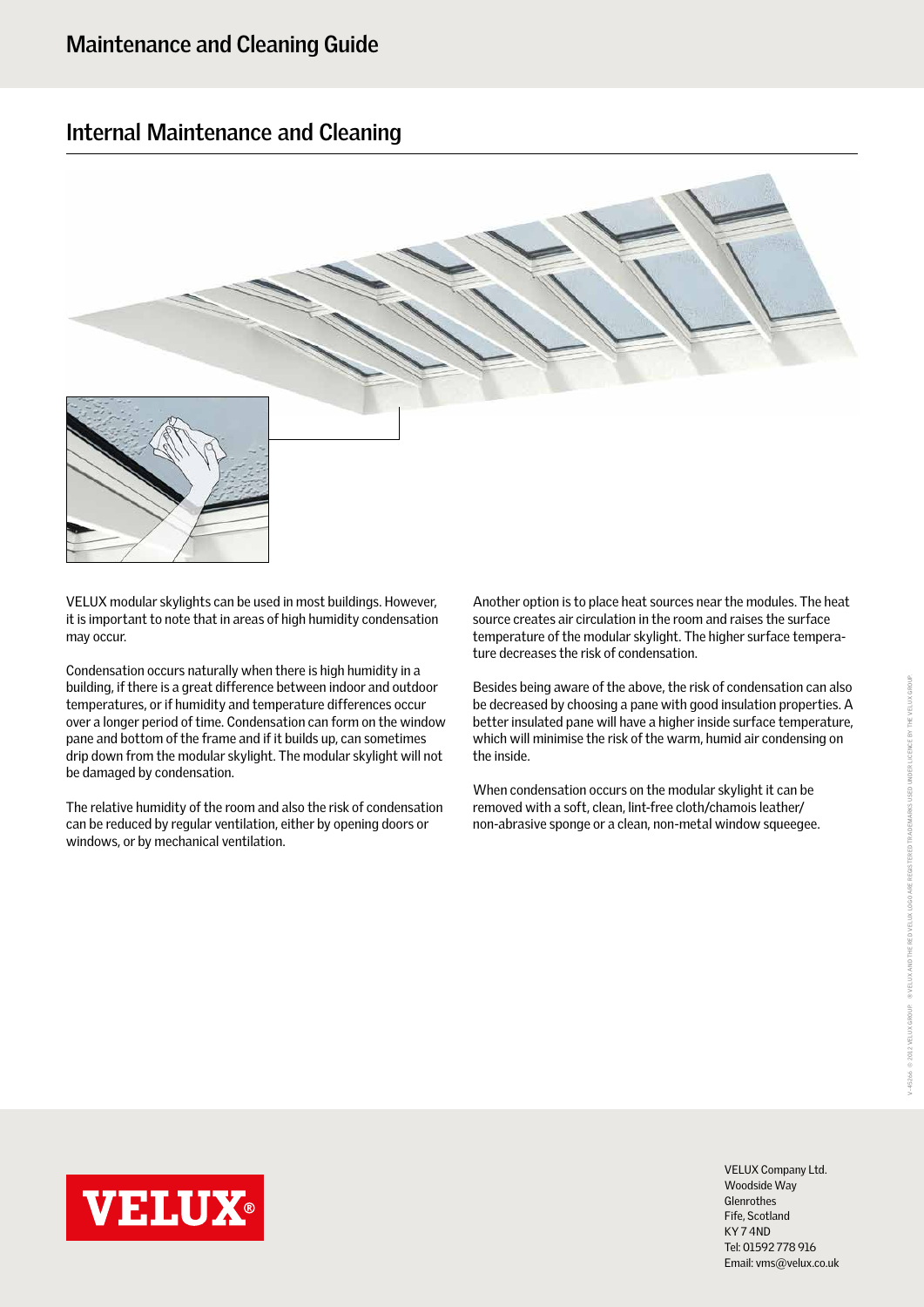# Maintenance and Cleaning Guide

## Internal Maintenance and Cleaning

VELUX modular skylights can be used in most buildings. However, it is important to note that in areas of high humidity condensation may occur.

Condensation occurs naturally when there is high humidity in a building, if there is a great difference between indoor and outdoor temperatures, or if humidity and temperature differences occur over a longer period of time. Condensation can form on the window pane and bottom of the frame and if it builds up, can sometimes drip down from the modular skylight. The modular skylight will not be damaged by condensation.

The relative humidity of the room and also the risk of condensation can be reduced by regular ventilation, either by opening doors or windows, or by mechanical ventilation.

Another option is to place heat sources near the modules. The heat source creates air circulation in the room and raises the surface temperature of the modular skylight. The higher surface temperature decreases the risk of condensation.

Besides being aware of the above, the risk of condensation can also be decreased by choosing a pane with good insulation properties. A better insulated pane will have a higher inside surface temperature, which will minimise the risk of the warm, humid air condensing on the inside.

When condensation occurs on the modular skylight it can be removed with a soft, clean, lint-free cloth/chamois leather/ non-abrasive sponge or a clean, non-metal window squeegee.

V-45266 © 2012 VELUX GROUP ® VELUX AND THE RED VELUX LOGO ARE REGISTERED TRADEMARKS USED UNDER LICENCE BY THE VELUX GROUP

VELUX

VELUX Company Ltd.
Woodside Way
Glenrothes
Fife, Scotland
KY 7 4ND
Tel: 01592 778 916
Email: vms@velux.co.uk